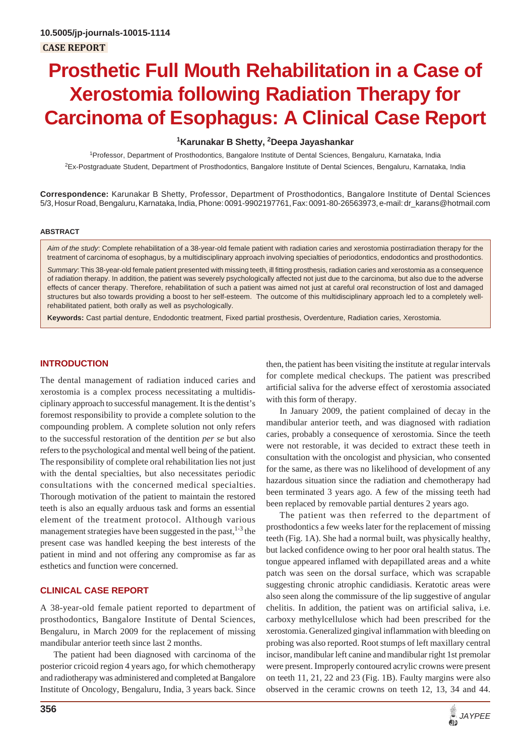10.5005/jp-journals-10015-1114

**CASE REPORT**

# Prosthetic Full Mouth Rehabilitation in a Case of Xerostomia following Radiation Therapy for Carcinoma of Esophagus: A Clinical Case Report

**[1]Karunakar B Shetty, [2]Deepa Jayashankar**

[1]Professor, Department of Prosthodontics, Bangalore Institute of Dental Sciences, Bengaluru, Karnataka, India

[2]Ex-Postgraduate Student, Department of Prosthodontics, Bangalore Institute of Dental Sciences, Bengaluru, Karnataka, India

**Correspondence:** Karunakar B Shetty, Professor, Department of Prosthodontics, Bangalore Institute of Dental Sciences 5/3, Hosur Road, Bengaluru, Karnataka, India, Phone: 0091-9902197761, Fax: 0091-80-26563973, e-mail: dr_karans@hotmail.com

## ABSTRACT

*Aim of the study*: Complete rehabilitation of a 38-year-old female patient with radiation caries and xerostomia postirradiation therapy for the treatment of carcinoma of esophagus, by a multidisciplinary approach involving specialties of periodontics, endodontics and prosthodontics.

*Summary*: This 38-year-old female patient presented with missing teeth, ill fitting prosthesis, radiation caries and xerostomia as a consequence of radiation therapy. In addition, the patient was severely psychologically affected not just due to the carcinoma, but also due to the adverse effects of cancer therapy. Therefore, rehabilitation of such a patient was aimed not just at careful oral reconstruction of lost and damaged structures but also towards providing a boost to her self-esteem. The outcome of this multidisciplinary approach led to a completely well-rehabilitated patient, both orally as well as psychologically.

**Keywords:** Cast partial denture, Endodontic treatment, Fixed partial prosthesis, Overdenture, Radiation caries, Xerostomia.

## INTRODUCTION

The dental management of radiation induced caries and xerostomia is a complex process necessitating a multidisciplinary approach to successful management. It is the dentist's foremost responsibility to provide a complete solution to the compounding problem. A complete solution not only refers to the successful restoration of the dentition *per se* but also refers to the psychological and mental well being of the patient. The responsibility of complete oral rehabilitation lies not just with the dental specialties, but also necessitates periodic consultations with the concerned medical specialties. Thorough motivation of the patient to maintain the restored teeth is also an equally arduous task and forms an essential element of the treatment protocol. Although various management strategies have been suggested in the past,[1-3] the present case was handled keeping the best interests of the patient in mind and not offering any compromise as far as esthetics and function were concerned.

## CLINICAL CASE REPORT

A 38-year-old female patient reported to department of prosthodontics, Bangalore Institute of Dental Sciences, Bengaluru, in March 2009 for the replacement of missing mandibular anterior teeth since last 2 months.

The patient had been diagnosed with carcinoma of the posterior cricoid region 4 years ago, for which chemotherapy and radiotherapy was administered and completed at Bangalore Institute of Oncology, Bengaluru, India, 3 years back. Since then, the patient has been visiting the institute at regular intervals for complete medical checkups. The patient was prescribed artificial saliva for the adverse effect of xerostomia associated with this form of therapy.

In January 2009, the patient complained of decay in the mandibular anterior teeth, and was diagnosed with radiation caries, probably a consequence of xerostomia. Since the teeth were not restorable, it was decided to extract these teeth in consultation with the oncologist and physician, who consented for the same, as there was no likelihood of development of any hazardous situation since the radiation and chemotherapy had been terminated 3 years ago. A few of the missing teeth had been replaced by removable partial dentures 2 years ago.

The patient was then referred to the department of prosthodontics a few weeks later for the replacement of missing teeth (Fig. 1A). She had a normal built, was physically healthy, but lacked confidence owing to her poor oral health status. The tongue appeared inflamed with depapillated areas and a white patch was seen on the dorsal surface, which was scrapable suggesting chronic atrophic candidiasis. Keratotic areas were also seen along the commissure of the lip suggestive of angular chelitis. In addition, the patient was on artificial saliva, i.e. carboxy methylcellulose which had been prescribed for the xerostomia. Generalized gingival inflammation with bleeding on probing was also reported. Root stumps of left maxillary central incisor, mandibular left canine and mandibular right 1st premolar were present. Improperly contoured acrylic crowns were present on teeth 11, 21, 22 and 23 (Fig. 1B). Faulty margins were also observed in the ceramic crowns on teeth 12, 13, 34 and 44.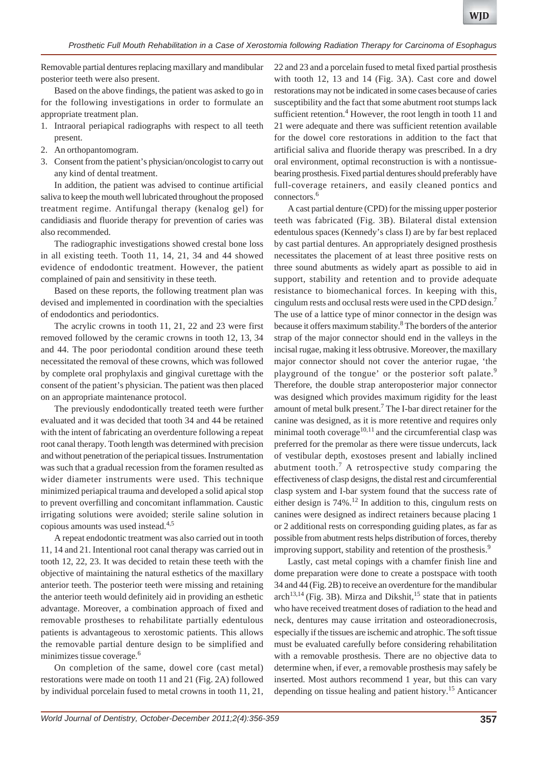Removable partial dentures replacing maxillary and mandibular posterior teeth were also present.

Based on the above findings, the patient was asked to go in for the following investigations in order to formulate an appropriate treatment plan.

1. Intraoral periapical radiographs with respect to all teeth present.
2. An orthopantomogram.
3. Consent from the patient's physician/oncologist to carry out any kind of dental treatment.

In addition, the patient was advised to continue artificial saliva to keep the mouth well lubricated throughout the proposed treatment regime. Antifungal therapy (kenalog gel) for candidiasis and fluoride therapy for prevention of caries was also recommended.

The radiographic investigations showed crestal bone loss in all existing teeth. Tooth 11, 14, 21, 34 and 44 showed evidence of endodontic treatment. However, the patient complained of pain and sensitivity in these teeth.

Based on these reports, the following treatment plan was devised and implemented in coordination with the specialties of endodontics and periodontics.

The acrylic crowns in tooth 11, 21, 22 and 23 were first removed followed by the ceramic crowns in tooth 12, 13, 34 and 44. The poor periodontal condition around these teeth necessitated the removal of these crowns, which was followed by complete oral prophylaxis and gingival curettage with the consent of the patient's physician. The patient was then placed on an appropriate maintenance protocol.

The previously endodontically treated teeth were further evaluated and it was decided that tooth 34 and 44 be retained with the intent of fabricating an overdenture following a repeat root canal therapy. Tooth length was determined with precision and without penetration of the periapical tissues. Instrumentation was such that a gradual recession from the foramen resulted as wider diameter instruments were used. This technique minimized periapical trauma and developed a solid apical stop to prevent overfilling and concomitant inflammation. Caustic irrigating solutions were avoided; sterile saline solution in copious amounts was used instead.[4,5]

A repeat endodontic treatment was also carried out in tooth 11, 14 and 21. Intentional root canal therapy was carried out in tooth 12, 22, 23. It was decided to retain these teeth with the objective of maintaining the natural esthetics of the maxillary anterior teeth. The posterior teeth were missing and retaining the anterior teeth would definitely aid in providing an esthetic advantage. Moreover, a combination approach of fixed and removable prostheses to rehabilitate partially edentulous patients is advantageous to xerostomic patients. This allows the removable partial denture design to be simplified and minimizes tissue coverage.[6]

On completion of the same, dowel core (cast metal) restorations were made on tooth 11 and 21 (Fig. 2A) followed by individual porcelain fused to metal crowns in tooth 11, 21, 22 and 23 and a porcelain fused to metal fixed partial prosthesis with tooth 12, 13 and 14 (Fig. 3A). Cast core and dowel restorations may not be indicated in some cases because of caries susceptibility and the fact that some abutment root stumps lack sufficient retention.[4] However, the root length in tooth 11 and 21 were adequate and there was sufficient retention available for the dowel core restorations in addition to the fact that artificial saliva and fluoride therapy was prescribed. In a dry oral environment, optimal reconstruction is with a nontissue-bearing prosthesis. Fixed partial dentures should preferably have full-coverage retainers, and easily cleaned pontics and connectors.[6]

A cast partial denture (CPD) for the missing upper posterior teeth was fabricated (Fig. 3B). Bilateral distal extension edentulous spaces (Kennedy's class I) are by far best replaced by cast partial dentures. An appropriately designed prosthesis necessitates the placement of at least three positive rests on three sound abutments as widely apart as possible to aid in support, stability and retention and to provide adequate resistance to biomechanical forces. In keeping with this, cingulum rests and occlusal rests were used in the CPD design.[7] The use of a lattice type of minor connector in the design was because it offers maximum stability.[8] The borders of the anterior strap of the major connector should end in the valleys in the incisal rugae, making it less obtrusive. Moreover, the maxillary major connector should not cover the anterior rugae, 'the playground of the tongue' or the posterior soft palate.[9] Therefore, the double strap anteroposterior major connector was designed which provides maximum rigidity for the least amount of metal bulk present.[7] The I-bar direct retainer for the canine was designed, as it is more retentive and requires only minimal tooth coverage[10,11] and the circumferential clasp was preferred for the premolar as there were tissue undercuts, lack of vestibular depth, exostoses present and labially inclined abutment tooth.[7] A retrospective study comparing the effectiveness of clasp designs, the distal rest and circumferential clasp system and I-bar system found that the success rate of either design is 74%.[12] In addition to this, cingulum rests on canines were designed as indirect retainers because placing 1 or 2 additional rests on corresponding guiding plates, as far as possible from abutment rests helps distribution of forces, thereby improving support, stability and retention of the prosthesis.[9]

Lastly, cast metal copings with a chamfer finish line and dome preparation were done to create a postspace with tooth 34 and 44 (Fig. 2B) to receive an overdenture for the mandibular arch[13,14] (Fig. 3B). Mirza and Dikshit,[15] state that in patients who have received treatment doses of radiation to the head and neck, dentures may cause irritation and osteoradionecrosis, especially if the tissues are ischemic and atrophic. The soft tissue must be evaluated carefully before considering rehabilitation with a removable prosthesis. There are no objective data to determine when, if ever, a removable prosthesis may safely be inserted. Most authors recommend 1 year, but this can vary depending on tissue healing and patient history.[15] Anticancer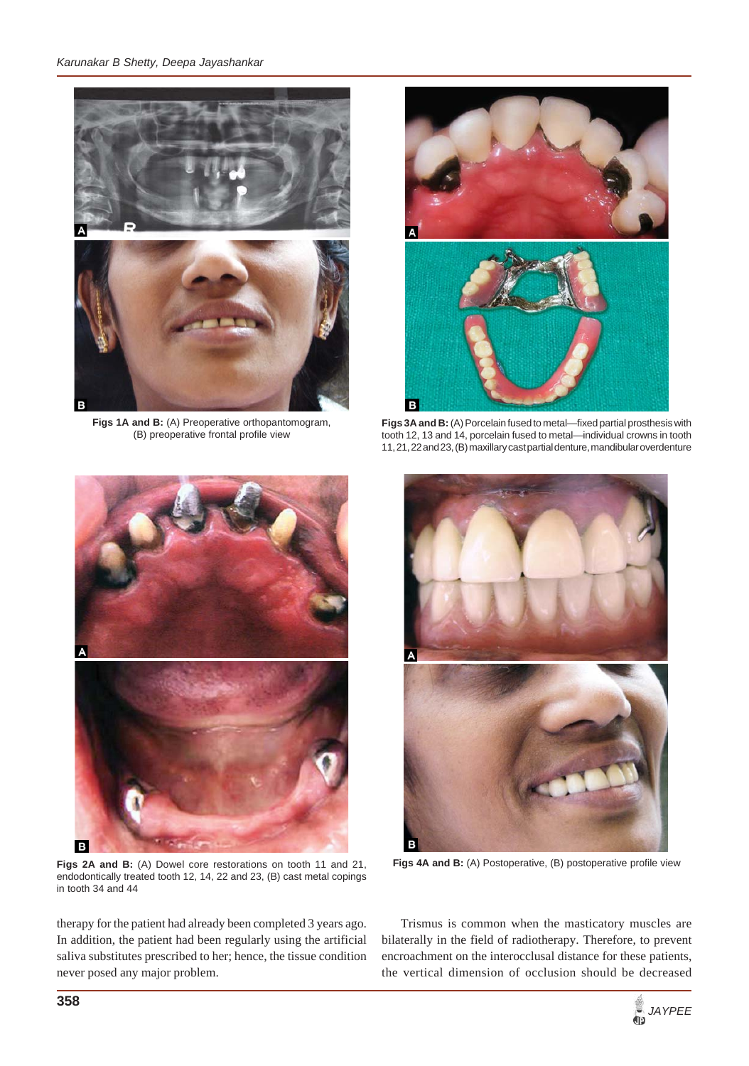Figs 1A and B: (A) Preoperative orthopantomogram, (B) preoperative frontal profile view

Figs 3A and B: (A) Porcelain fused to metal—fixed partial prosthesis with tooth 12, 13 and 14, porcelain fused to metal—individual crowns in tooth 11, 21, 22 and 23, (B) maxillary cast partial denture, mandibular overdenture

Figs 2A and B: (A) Dowel core restorations on tooth 11 and 21, endodontically treated tooth 12, 14, 22 and 23, (B) cast metal copings in tooth 34 and 44

Figs 4A and B: (A) Postoperative, (B) postoperative profile view

therapy for the patient had already been completed 3 years ago. In addition, the patient had been regularly using the artificial saliva substitutes prescribed to her; hence, the tissue condition never posed any major problem.

Trismus is common when the masticatory muscles are bilaterally in the field of radiotherapy. Therefore, to prevent encroachment on the interocclusal distance for these patients, the vertical dimension of occlusion should be decreased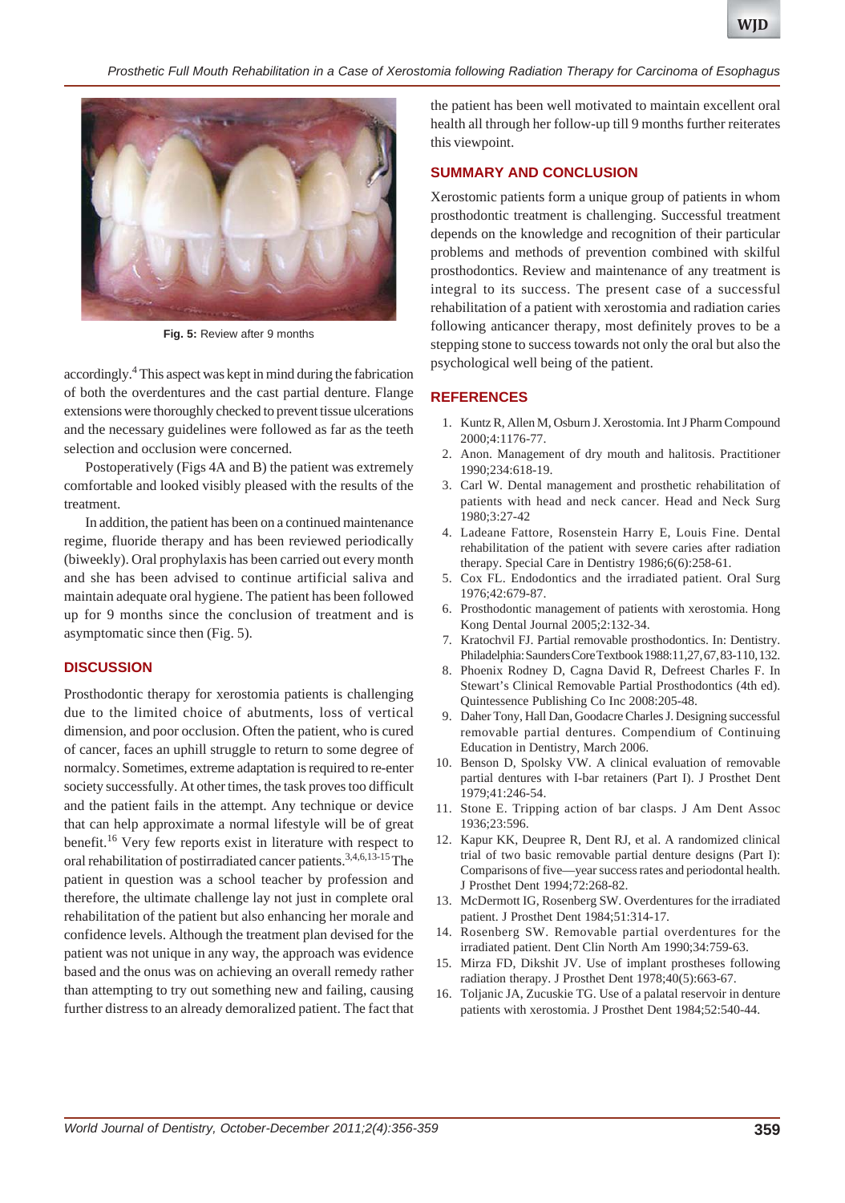Fig. 5: Review after 9 months

accordingly.[4] This aspect was kept in mind during the fabrication of both the overdentures and the cast partial denture. Flange extensions were thoroughly checked to prevent tissue ulcerations and the necessary guidelines were followed as far as the teeth selection and occlusion were concerned.

Postoperatively (Figs 4A and B) the patient was extremely comfortable and looked visibly pleased with the results of the treatment.

In addition, the patient has been on a continued maintenance regime, fluoride therapy and has been reviewed periodically (biweekly). Oral prophylaxis has been carried out every month and she has been advised to continue artificial saliva and maintain adequate oral hygiene. The patient has been followed up for 9 months since the conclusion of treatment and is asymptomatic since then (Fig. 5).

## DISCUSSION

Prosthodontic therapy for xerostomia patients is challenging due to the limited choice of abutments, loss of vertical dimension, and poor occlusion. Often the patient, who is cured of cancer, faces an uphill struggle to return to some degree of normalcy. Sometimes, extreme adaptation is required to re-enter society successfully. At other times, the task proves too difficult and the patient fails in the attempt. Any technique or device that can help approximate a normal lifestyle will be of great benefit.[16] Very few reports exist in literature with respect to oral rehabilitation of postirradiated cancer patients.[3,4,6,13-15] The patient in question was a school teacher by profession and therefore, the ultimate challenge lay not just in complete oral rehabilitation of the patient but also enhancing her morale and confidence levels. Although the treatment plan devised for the patient was not unique in any way, the approach was evidence based and the onus was on achieving an overall remedy rather than attempting to try out something new and failing, causing further distress to an already demoralized patient. The fact that the patient has been well motivated to maintain excellent oral health all through her follow-up till 9 months further reiterates this viewpoint.

## SUMMARY AND CONCLUSION

Xerostomic patients form a unique group of patients in whom prosthodontic treatment is challenging. Successful treatment depends on the knowledge and recognition of their particular problems and methods of prevention combined with skilful prosthodontics. Review and maintenance of any treatment is integral to its success. The present case of a successful rehabilitation of a patient with xerostomia and radiation caries following anticancer therapy, most definitely proves to be a stepping stone to success towards not only the oral but also the psychological well being of the patient.

## REFERENCES

1. Kuntz R, Allen M, Osburn J. Xerostomia. Int J Pharm Compound 2000;4:1176-77.
2. Anon. Management of dry mouth and halitosis. Practitioner 1990;234:618-19.
3. Carl W. Dental management and prosthetic rehabilitation of patients with head and neck cancer. Head and Neck Surg 1980;3:27-42
4. Ladeane Fattore, Rosenstein Harry E, Louis Fine. Dental rehabilitation of the patient with severe caries after radiation therapy. Special Care in Dentistry 1986;6(6):258-61.
5. Cox FL. Endodontics and the irradiated patient. Oral Surg 1976;42:679-87.
6. Prosthodontic management of patients with xerostomia. Hong Kong Dental Journal 2005;2:132-34.
7. Kratochvil FJ. Partial removable prosthodontics. In: Dentistry. Philadelphia: Saunders Core Textbook 1988:11,27,67,83-110,132.
8. Phoenix Rodney D, Cagna David R, Defreest Charles F. In Stewart's Clinical Removable Partial Prosthodontics (4th ed). Quintessence Publishing Co Inc 2008:205-48.
9. Daher Tony, Hall Dan, Goodacre Charles J. Designing successful removable partial dentures. Compendium of Continuing Education in Dentistry, March 2006.
10. Benson D, Spolsky VW. A clinical evaluation of removable partial dentures with I-bar retainers (Part I). J Prosthet Dent 1979;41:246-54.
11. Stone E. Tripping action of bar clasps. J Am Dent Assoc 1936;23:596.
12. Kapur KK, Deupree R, Dent RJ, et al. A randomized clinical trial of two basic removable partial denture designs (Part I): Comparisons of five—year success rates and periodontal health. J Prosthet Dent 1994;72:268-82.
13. McDermott IG, Rosenberg SW. Overdentures for the irradiated patient. J Prosthet Dent 1984;51:314-17.
14. Rosenberg SW. Removable partial overdentures for the irradiated patient. Dent Clin North Am 1990;34:759-63.
15. Mirza FD, Dikshit JV. Use of implant prostheses following radiation therapy. J Prosthet Dent 1978;40(5):663-67.
16. Toljanic JA, Zucuskie TG. Use of a palatal reservoir in denture patients with xerostomia. J Prosthet Dent 1984;52:540-44.